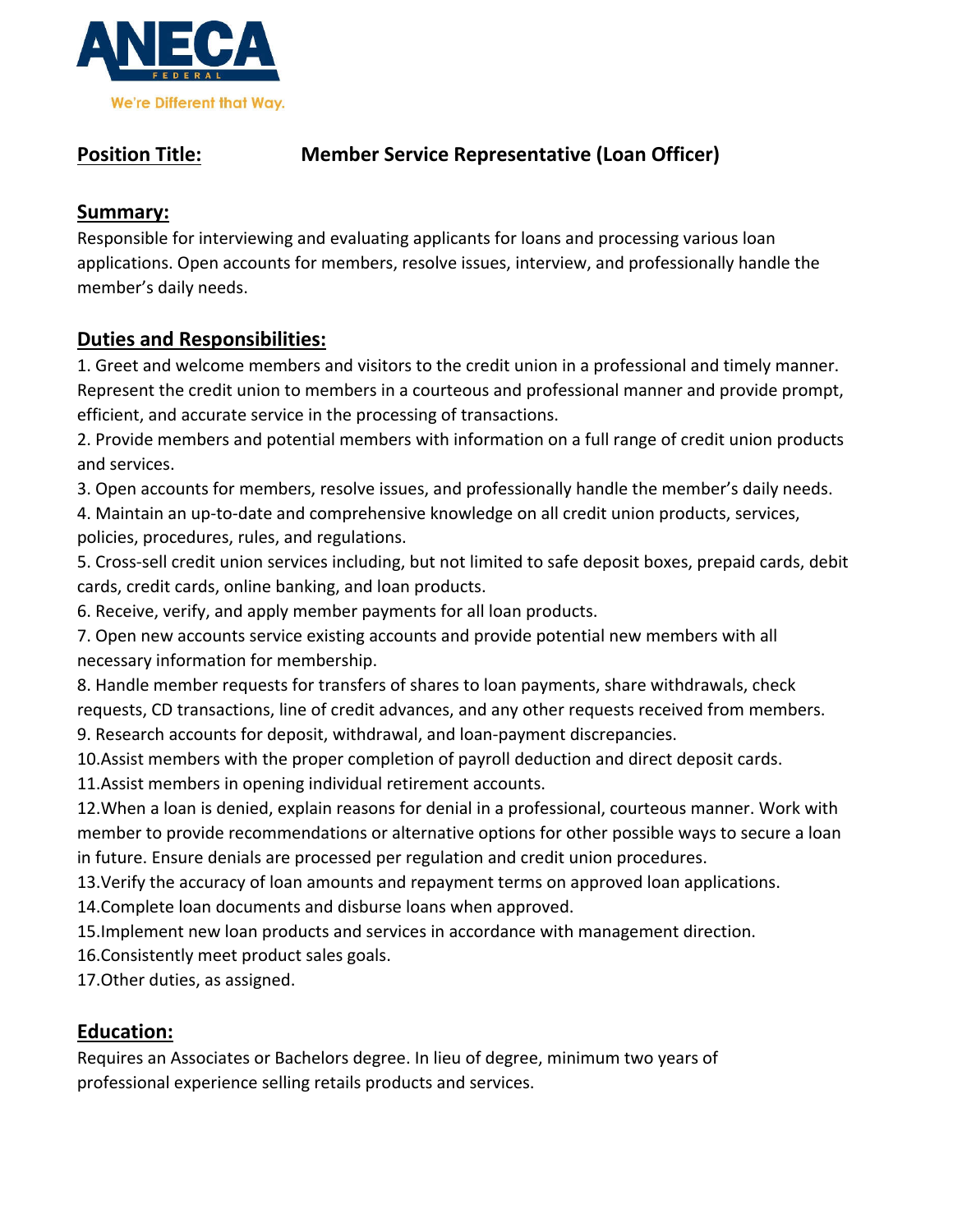ANECA FEDERAL

We're Different that Way.

**Position Title:** **Member Service Representative (Loan Officer)**

## Summary:

Responsible for interviewing and evaluating applicants for loans and processing various loan applications. Open accounts for members, resolve issues, interview, and professionally handle the member's daily needs.

## Duties and Responsibilities:

1. Greet and welcome members and visitors to the credit union in a professional and timely manner. Represent the credit union to members in a courteous and professional manner and provide prompt, efficient, and accurate service in the processing of transactions.
2. Provide members and potential members with information on a full range of credit union products and services.
3. Open accounts for members, resolve issues, and professionally handle the member's daily needs.
4. Maintain an up-to-date and comprehensive knowledge on all credit union products, services, policies, procedures, rules, and regulations.
5. Cross-sell credit union services including, but not limited to safe deposit boxes, prepaid cards, debit cards, credit cards, online banking, and loan products.
6. Receive, verify, and apply member payments for all loan products.
7. Open new accounts service existing accounts and provide potential new members with all necessary information for membership.
8. Handle member requests for transfers of shares to loan payments, share withdrawals, check requests, CD transactions, line of credit advances, and any other requests received from members.
9. Research accounts for deposit, withdrawal, and loan-payment discrepancies.
10. Assist members with the proper completion of payroll deduction and direct deposit cards.
11. Assist members in opening individual retirement accounts.
12. When a loan is denied, explain reasons for denial in a professional, courteous manner. Work with member to provide recommendations or alternative options for other possible ways to secure a loan in future. Ensure denials are processed per regulation and credit union procedures.
13. Verify the accuracy of loan amounts and repayment terms on approved loan applications.
14. Complete loan documents and disburse loans when approved.
15. Implement new loan products and services in accordance with management direction.
16. Consistently meet product sales goals.
17. Other duties, as assigned.

## Education:

Requires an Associates or Bachelors degree. In lieu of degree, minimum two years of professional experience selling retails products and services.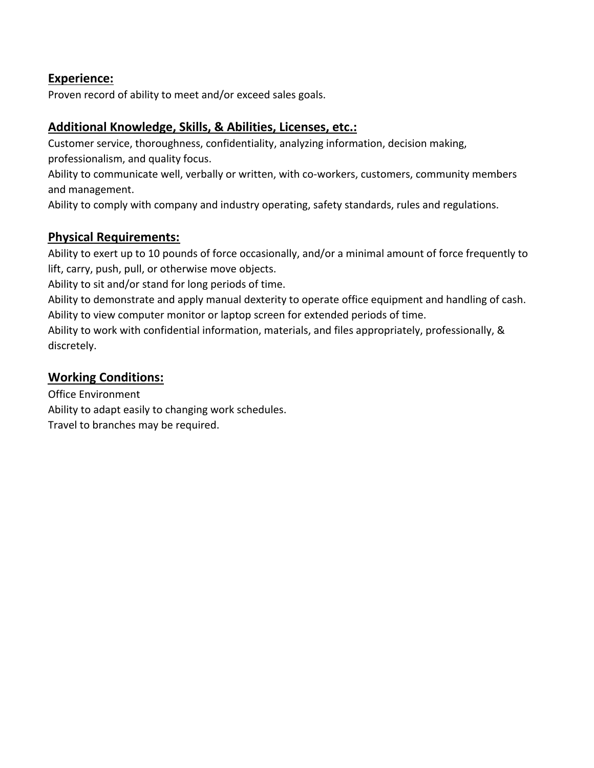## Experience:

Proven record of ability to meet and/or exceed sales goals.

## Additional Knowledge, Skills, & Abilities, Licenses, etc.:

Customer service, thoroughness, confidentiality, analyzing information, decision making, professionalism, and quality focus.

Ability to communicate well, verbally or written, with co-workers, customers, community members and management.

Ability to comply with company and industry operating, safety standards, rules and regulations.

## Physical Requirements:

Ability to exert up to 10 pounds of force occasionally, and/or a minimal amount of force frequently to lift, carry, push, pull, or otherwise move objects.

Ability to sit and/or stand for long periods of time.

Ability to demonstrate and apply manual dexterity to operate office equipment and handling of cash.

Ability to view computer monitor or laptop screen for extended periods of time.

Ability to work with confidential information, materials, and files appropriately, professionally, & discretely.

## Working Conditions:

Office Environment

Ability to adapt easily to changing work schedules.

Travel to branches may be required.